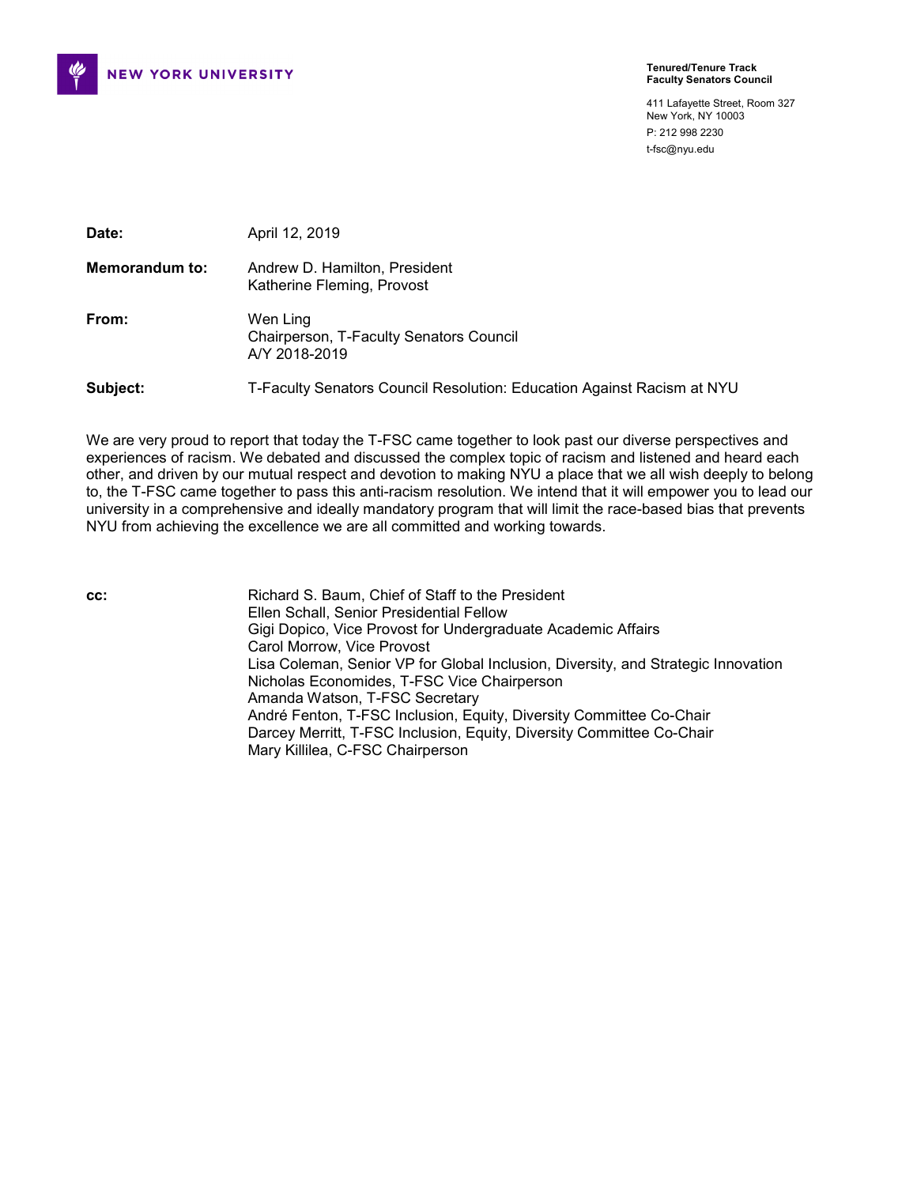NEW YORK UNIVERSITY

**Tenured/Tenure Track Faculty Senators Council**

411 Lafayette Street, Room 327
New York, NY 10003
P: 212 998 2230
t-fsc@nyu.edu

**Date:** April 12, 2019

**Memorandum to:** Andrew D. Hamilton, President
Katherine Fleming, Provost

**From:** Wen Ling
Chairperson, T-Faculty Senators Council
A/Y 2018-2019

**Subject:** T-Faculty Senators Council Resolution: Education Against Racism at NYU

We are very proud to report that today the T-FSC came together to look past our diverse perspectives and experiences of racism. We debated and discussed the complex topic of racism and listened and heard each other, and driven by our mutual respect and devotion to making NYU a place that we all wish deeply to belong to, the T-FSC came together to pass this anti-racism resolution. We intend that it will empower you to lead our university in a comprehensive and ideally mandatory program that will limit the race-based bias that prevents NYU from achieving the excellence we are all committed and working towards.

**cc:** Richard S. Baum, Chief of Staff to the President
Ellen Schall, Senior Presidential Fellow
Gigi Dopico, Vice Provost for Undergraduate Academic Affairs
Carol Morrow, Vice Provost
Lisa Coleman, Senior VP for Global Inclusion, Diversity, and Strategic Innovation
Nicholas Economides, T-FSC Vice Chairperson
Amanda Watson, T-FSC Secretary
André Fenton, T-FSC Inclusion, Equity, Diversity Committee Co-Chair
Darcey Merritt, T-FSC Inclusion, Equity, Diversity Committee Co-Chair
Mary Killilea, C-FSC Chairperson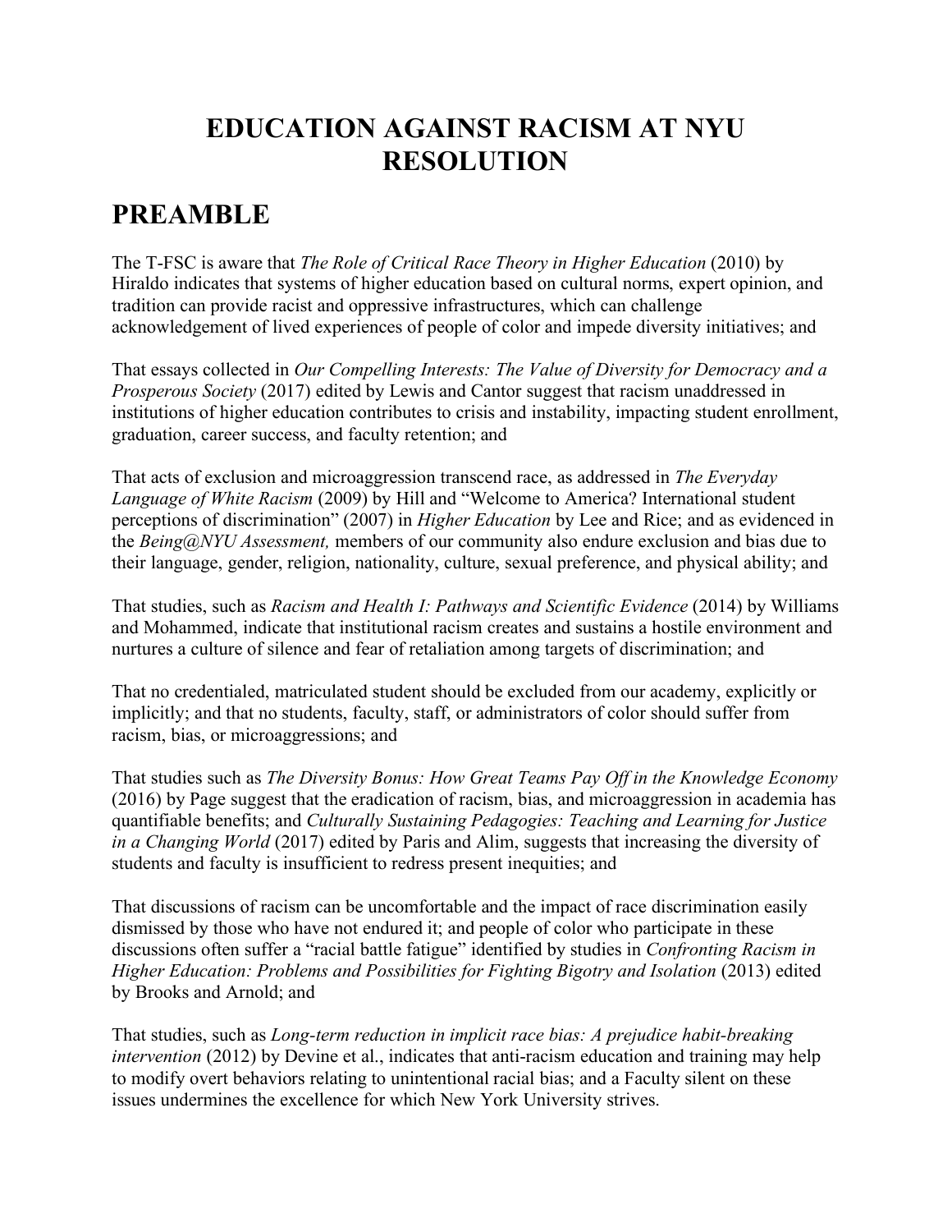# EDUCATION AGAINST RACISM AT NYU RESOLUTION

## PREAMBLE

The T-FSC is aware that *The Role of Critical Race Theory in Higher Education* (2010) by Hiraldo indicates that systems of higher education based on cultural norms, expert opinion, and tradition can provide racist and oppressive infrastructures, which can challenge acknowledgement of lived experiences of people of color and impede diversity initiatives; and

That essays collected in *Our Compelling Interests: The Value of Diversity for Democracy and a Prosperous Society* (2017) edited by Lewis and Cantor suggest that racism unaddressed in institutions of higher education contributes to crisis and instability, impacting student enrollment, graduation, career success, and faculty retention; and

That acts of exclusion and microaggression transcend race, as addressed in *The Everyday Language of White Racism* (2009) by Hill and "Welcome to America? International student perceptions of discrimination" (2007) in *Higher Education* by Lee and Rice; and as evidenced in the *Being@NYU Assessment,* members of our community also endure exclusion and bias due to their language, gender, religion, nationality, culture, sexual preference, and physical ability; and

That studies, such as *Racism and Health I: Pathways and Scientific Evidence* (2014) by Williams and Mohammed, indicate that institutional racism creates and sustains a hostile environment and nurtures a culture of silence and fear of retaliation among targets of discrimination; and

That no credentialed, matriculated student should be excluded from our academy, explicitly or implicitly; and that no students, faculty, staff, or administrators of color should suffer from racism, bias, or microaggressions; and

That studies such as *The Diversity Bonus: How Great Teams Pay Off in the Knowledge Economy* (2016) by Page suggest that the eradication of racism, bias, and microaggression in academia has quantifiable benefits; and *Culturally Sustaining Pedagogies: Teaching and Learning for Justice in a Changing World* (2017) edited by Paris and Alim, suggests that increasing the diversity of students and faculty is insufficient to redress present inequities; and

That discussions of racism can be uncomfortable and the impact of race discrimination easily dismissed by those who have not endured it; and people of color who participate in these discussions often suffer a "racial battle fatigue" identified by studies in *Confronting Racism in Higher Education: Problems and Possibilities for Fighting Bigotry and Isolation* (2013) edited by Brooks and Arnold; and

That studies, such as *Long-term reduction in implicit race bias: A prejudice habit-breaking intervention* (2012) by Devine et al., indicates that anti-racism education and training may help to modify overt behaviors relating to unintentional racial bias; and a Faculty silent on these issues undermines the excellence for which New York University strives.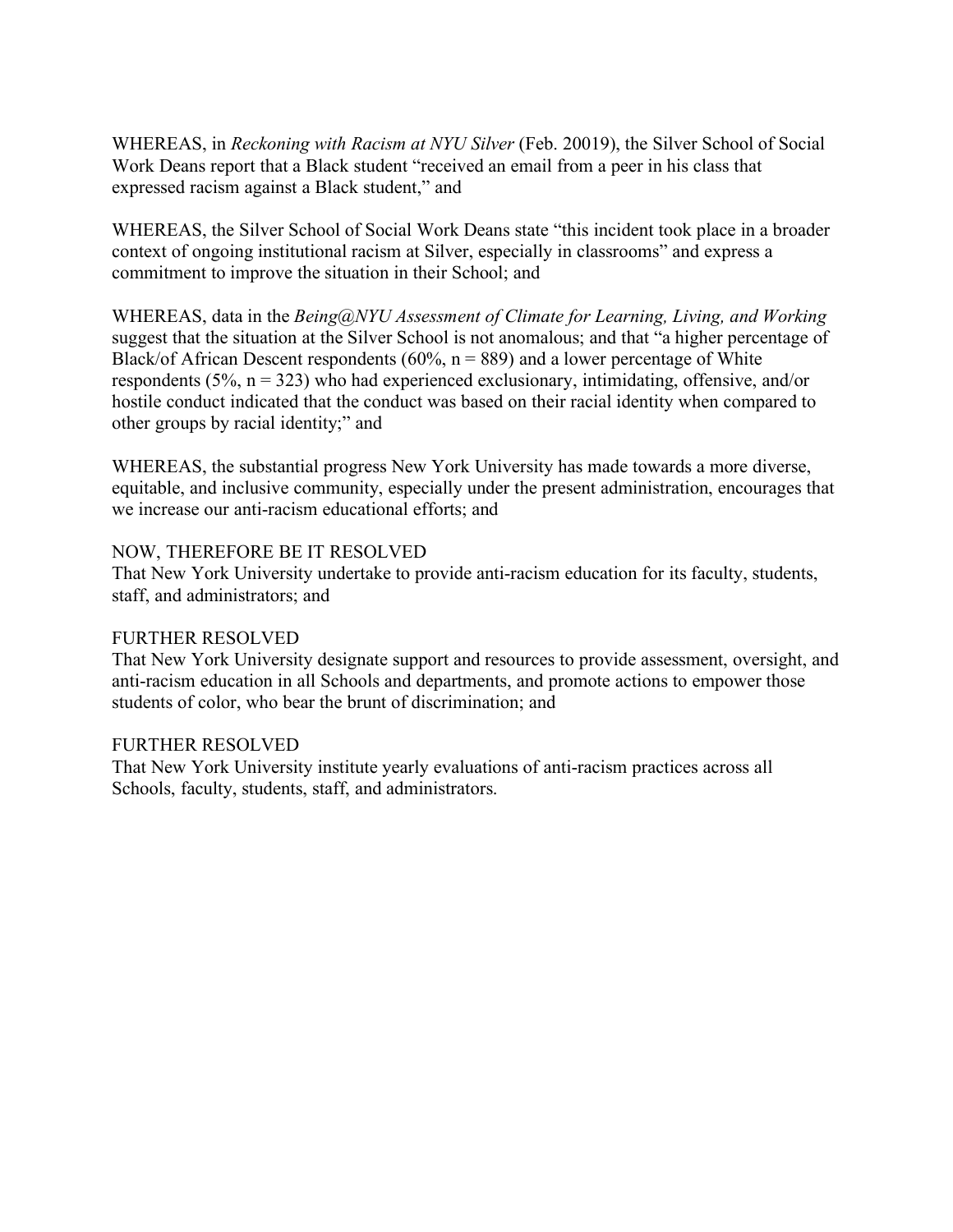WHEREAS, in *Reckoning with Racism at NYU Silver* (Feb. 20019), the Silver School of Social Work Deans report that a Black student "received an email from a peer in his class that expressed racism against a Black student," and

WHEREAS, the Silver School of Social Work Deans state "this incident took place in a broader context of ongoing institutional racism at Silver, especially in classrooms" and express a commitment to improve the situation in their School; and

WHEREAS, data in the *Being@NYU Assessment of Climate for Learning, Living, and Working* suggest that the situation at the Silver School is not anomalous; and that "a higher percentage of Black/of African Descent respondents (60%, n = 889) and a lower percentage of White respondents (5%, n = 323) who had experienced exclusionary, intimidating, offensive, and/or hostile conduct indicated that the conduct was based on their racial identity when compared to other groups by racial identity;" and

WHEREAS, the substantial progress New York University has made towards a more diverse, equitable, and inclusive community, especially under the present administration, encourages that we increase our anti-racism educational efforts; and

NOW, THEREFORE BE IT RESOLVED
That New York University undertake to provide anti-racism education for its faculty, students, staff, and administrators; and

FURTHER RESOLVED
That New York University designate support and resources to provide assessment, oversight, and anti-racism education in all Schools and departments, and promote actions to empower those students of color, who bear the brunt of discrimination; and

FURTHER RESOLVED
That New York University institute yearly evaluations of anti-racism practices across all Schools, faculty, students, staff, and administrators.